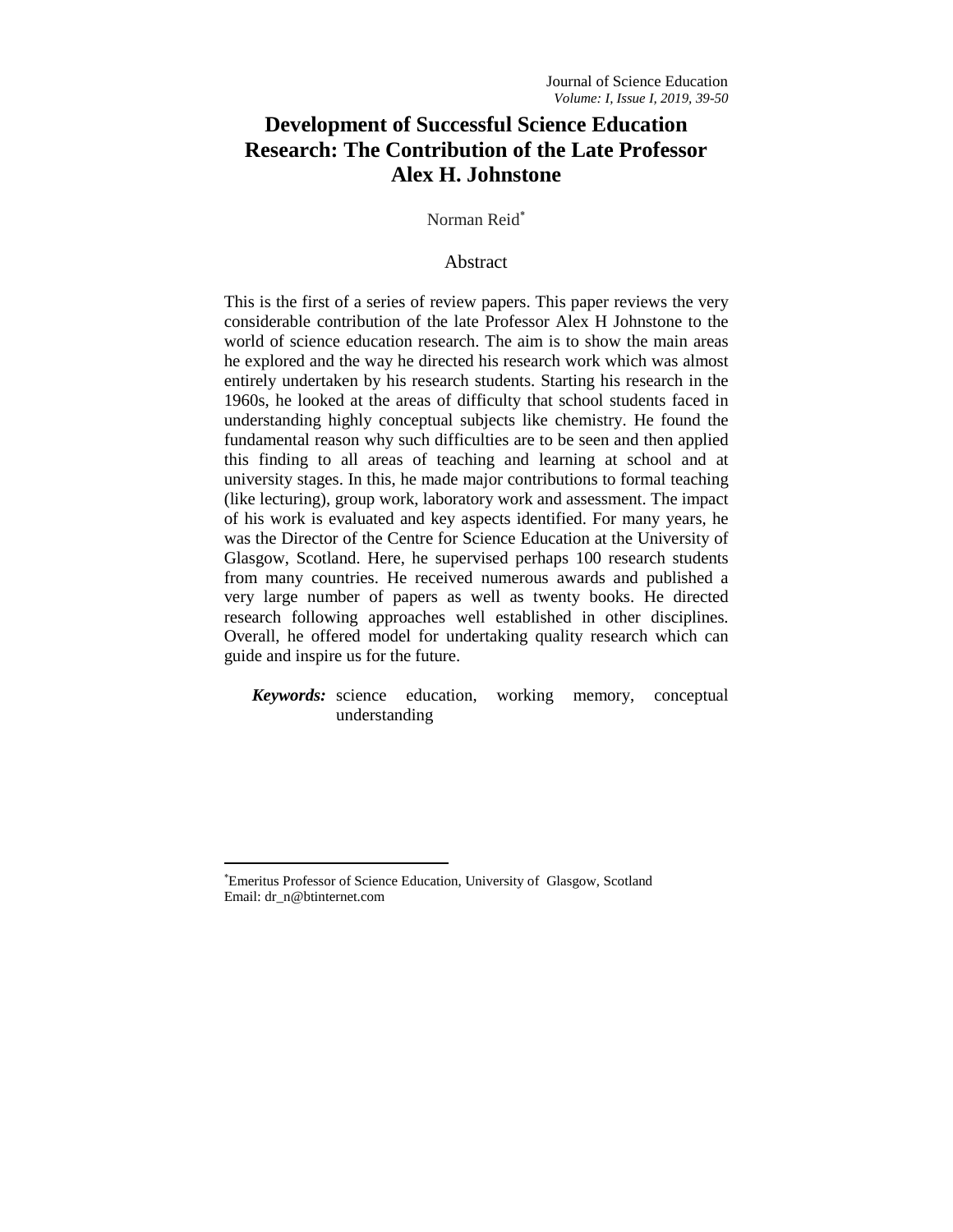# Development of Successful Science Education Research: The Contribution of the Late Professor Alex H. Johnstone

Norman Reid[*]

## Abstract

This is the first of a series of review papers. This paper reviews the very considerable contribution of the late Professor Alex H Johnstone to the world of science education research. The aim is to show the main areas he explored and the way he directed his research work which was almost entirely undertaken by his research students. Starting his research in the 1960s, he looked at the areas of difficulty that school students faced in understanding highly conceptual subjects like chemistry. He found the fundamental reason why such difficulties are to be seen and then applied this finding to all areas of teaching and learning at school and at university stages. In this, he made major contributions to formal teaching (like lecturing), group work, laboratory work and assessment. The impact of his work is evaluated and key aspects identified. For many years, he was the Director of the Centre for Science Education at the University of Glasgow, Scotland. Here, he supervised perhaps 100 research students from many countries. He received numerous awards and published a very large number of papers as well as twenty books. He directed research following approaches well established in other disciplines. Overall, he offered model for undertaking quality research which can guide and inspire us for the future.

***Keywords:*** science education, working memory, conceptual understanding

---

[*] Emeritus Professor of Science Education, University of Glasgow, Scotland
Email: dr_n@btinternet.com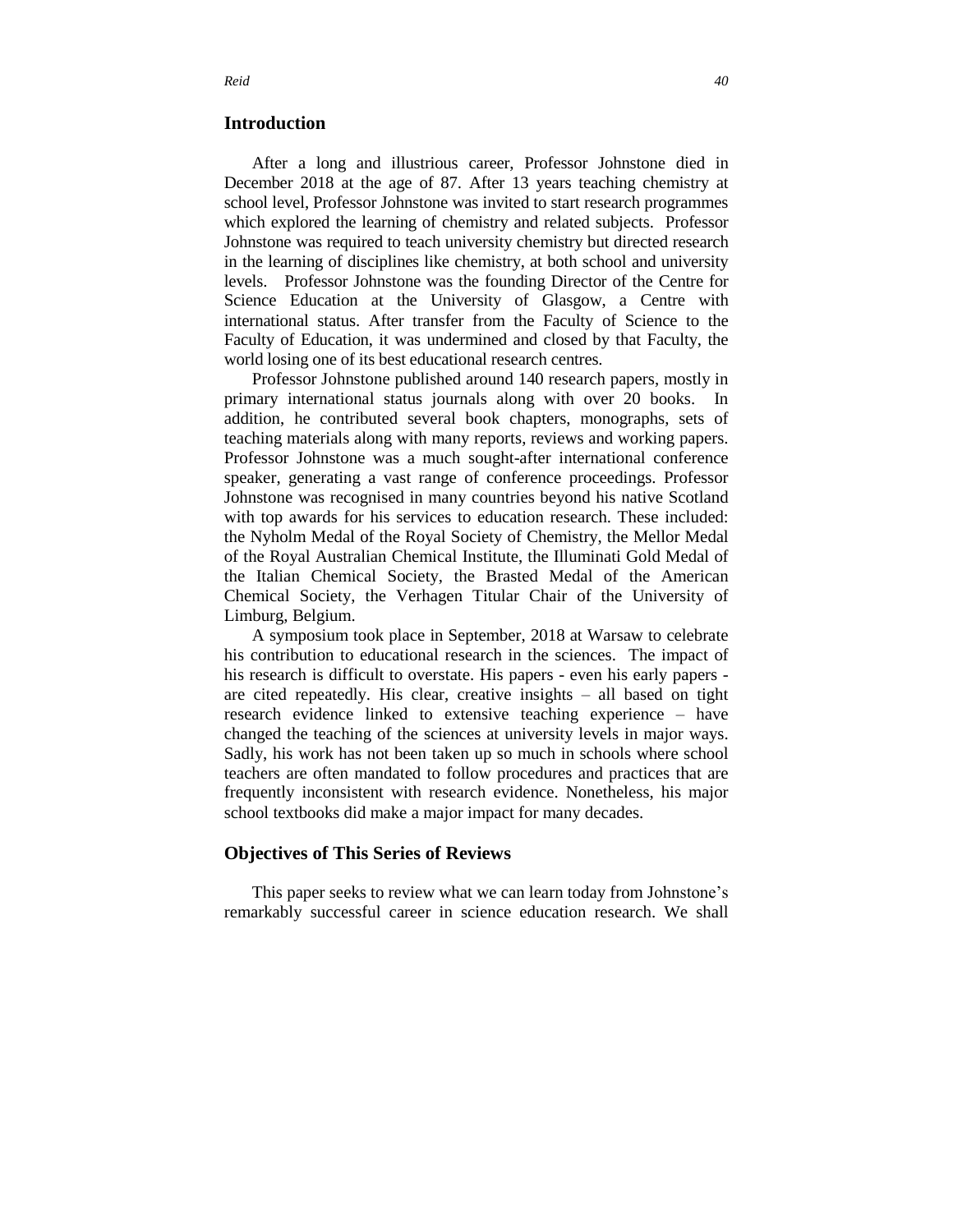## Introduction

After a long and illustrious career, Professor Johnstone died in December 2018 at the age of 87. After 13 years teaching chemistry at school level, Professor Johnstone was invited to start research programmes which explored the learning of chemistry and related subjects. Professor Johnstone was required to teach university chemistry but directed research in the learning of disciplines like chemistry, at both school and university levels. Professor Johnstone was the founding Director of the Centre for Science Education at the University of Glasgow, a Centre with international status. After transfer from the Faculty of Science to the Faculty of Education, it was undermined and closed by that Faculty, the world losing one of its best educational research centres.

Professor Johnstone published around 140 research papers, mostly in primary international status journals along with over 20 books. In addition, he contributed several book chapters, monographs, sets of teaching materials along with many reports, reviews and working papers. Professor Johnstone was a much sought-after international conference speaker, generating a vast range of conference proceedings. Professor Johnstone was recognised in many countries beyond his native Scotland with top awards for his services to education research. These included: the Nyholm Medal of the Royal Society of Chemistry, the Mellor Medal of the Royal Australian Chemical Institute, the Illuminati Gold Medal of the Italian Chemical Society, the Brasted Medal of the American Chemical Society, the Verhagen Titular Chair of the University of Limburg, Belgium.

A symposium took place in September, 2018 at Warsaw to celebrate his contribution to educational research in the sciences. The impact of his research is difficult to overstate. His papers - even his early papers - are cited repeatedly. His clear, creative insights – all based on tight research evidence linked to extensive teaching experience – have changed the teaching of the sciences at university levels in major ways. Sadly, his work has not been taken up so much in schools where school teachers are often mandated to follow procedures and practices that are frequently inconsistent with research evidence. Nonetheless, his major school textbooks did make a major impact for many decades.

## Objectives of This Series of Reviews

This paper seeks to review what we can learn today from Johnstone's remarkably successful career in science education research. We shall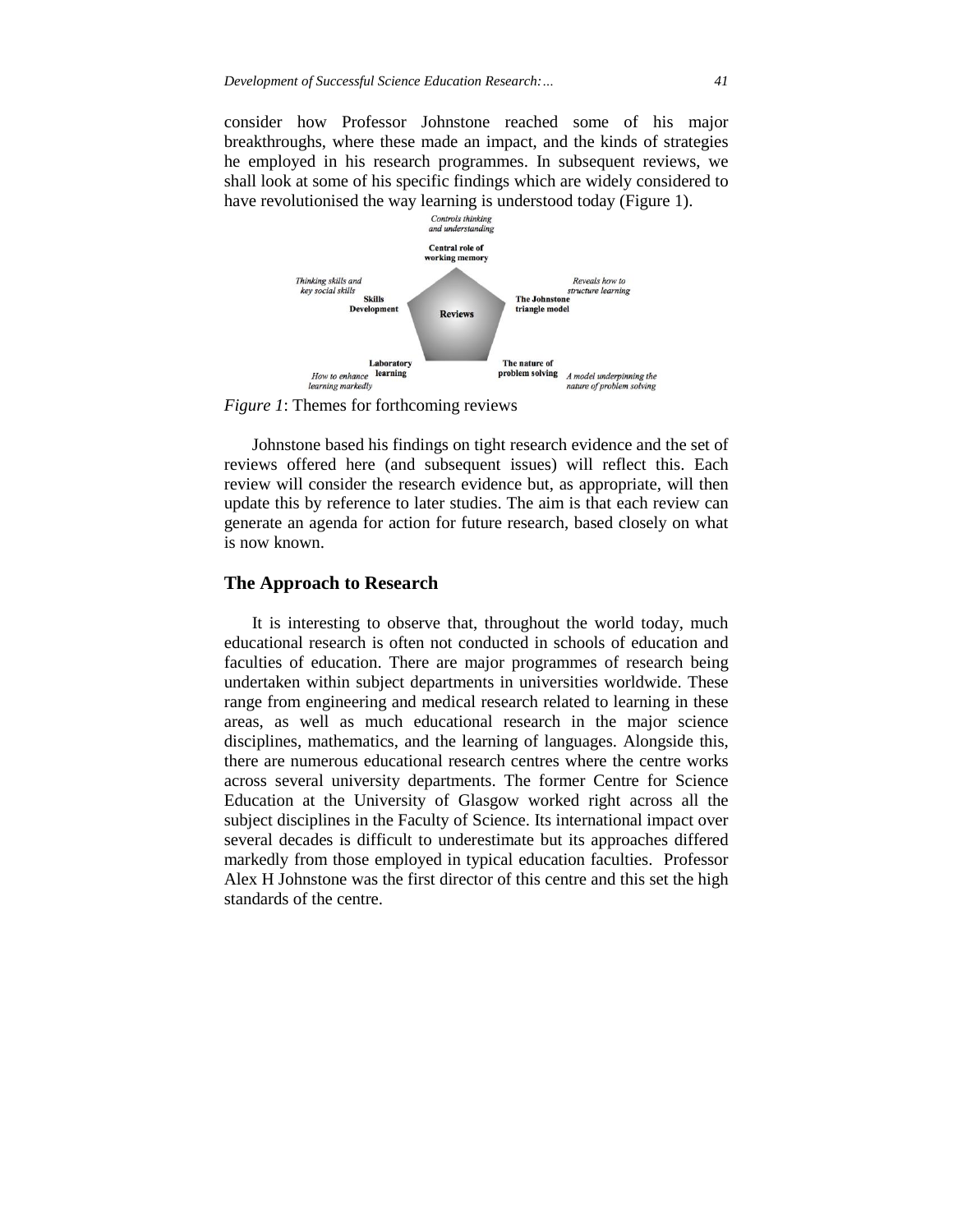consider how Professor Johnstone reached some of his major breakthroughs, where these made an impact, and the kinds of strategies he employed in his research programmes. In subsequent reviews, we shall look at some of his specific findings which are widely considered to have revolutionised the way learning is understood today (Figure 1).

*Controls thinking and understanding*

**Central role of working memory**

*Thinking skills and key social skills*

**Skills Development**

**Reviews**

*Reveals how to structure learning*

**The Johnstone triangle model**

**Laboratory learning**

*How to enhance learning markedly*

**The nature of problem solving**

*A model underpinning the nature of problem solving*

*Figure 1*: Themes for forthcoming reviews

Johnstone based his findings on tight research evidence and the set of reviews offered here (and subsequent issues) will reflect this. Each review will consider the research evidence but, as appropriate, will then update this by reference to later studies. The aim is that each review can generate an agenda for action for future research, based closely on what is now known.

## The Approach to Research

It is interesting to observe that, throughout the world today, much educational research is often not conducted in schools of education and faculties of education. There are major programmes of research being undertaken within subject departments in universities worldwide. These range from engineering and medical research related to learning in these areas, as well as much educational research in the major science disciplines, mathematics, and the learning of languages. Alongside this, there are numerous educational research centres where the centre works across several university departments. The former Centre for Science Education at the University of Glasgow worked right across all the subject disciplines in the Faculty of Science. Its international impact over several decades is difficult to underestimate but its approaches differed markedly from those employed in typical education faculties. Professor Alex H Johnstone was the first director of this centre and this set the high standards of the centre.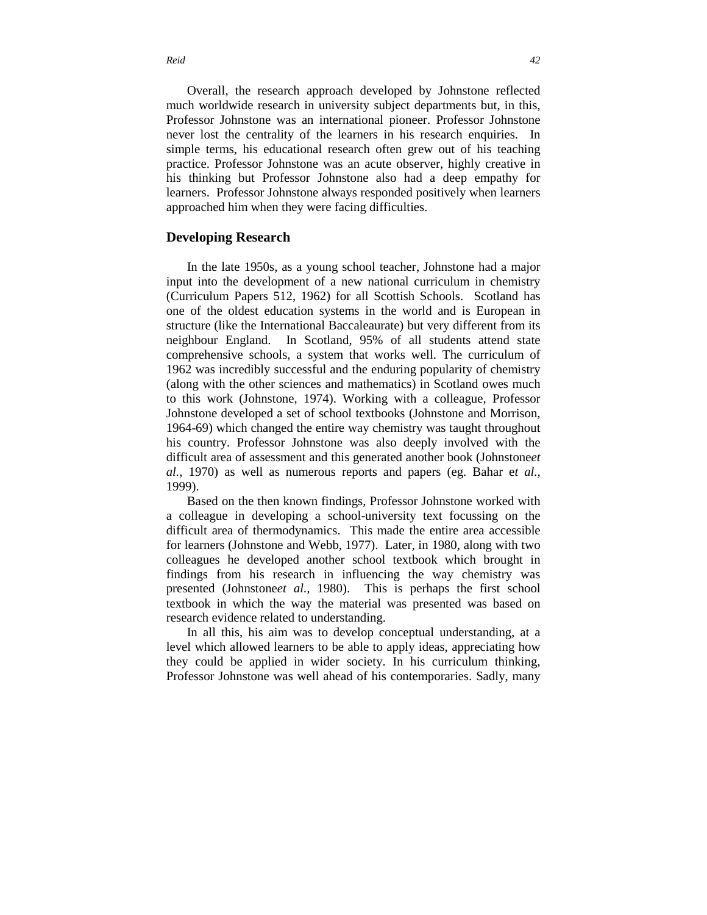Overall, the research approach developed by Johnstone reflected much worldwide research in university subject departments but, in this, Professor Johnstone was an international pioneer. Professor Johnstone never lost the centrality of the learners in his research enquiries. In simple terms, his educational research often grew out of his teaching practice. Professor Johnstone was an acute observer, highly creative in his thinking but Professor Johnstone also had a deep empathy for learners. Professor Johnstone always responded positively when learners approached him when they were facing difficulties.

## Developing Research

In the late 1950s, as a young school teacher, Johnstone had a major input into the development of a new national curriculum in chemistry (Curriculum Papers 512, 1962) for all Scottish Schools. Scotland has one of the oldest education systems in the world and is European in structure (like the International Baccaleaurate) but very different from its neighbour England. In Scotland, 95% of all students attend state comprehensive schools, a system that works well. The curriculum of 1962 was incredibly successful and the enduring popularity of chemistry (along with the other sciences and mathematics) in Scotland owes much to this work (Johnstone, 1974). Working with a colleague, Professor Johnstone developed a set of school textbooks (Johnstone and Morrison, 1964-69) which changed the entire way chemistry was taught throughout his country. Professor Johnstone was also deeply involved with the difficult area of assessment and this generated another book (Johnstone*et al.,* 1970) as well as numerous reports and papers (eg. Bahar e*t al.,* 1999).

Based on the then known findings, Professor Johnstone worked with a colleague in developing a school-university text focussing on the difficult area of thermodynamics. This made the entire area accessible for learners (Johnstone and Webb, 1977). Later, in 1980, along with two colleagues he developed another school textbook which brought in findings from his research in influencing the way chemistry was presented (Johnstone*et al.,* 1980). This is perhaps the first school textbook in which the way the material was presented was based on research evidence related to understanding.

In all this, his aim was to develop conceptual understanding, at a level which allowed learners to be able to apply ideas, appreciating how they could be applied in wider society. In his curriculum thinking, Professor Johnstone was well ahead of his contemporaries. Sadly, many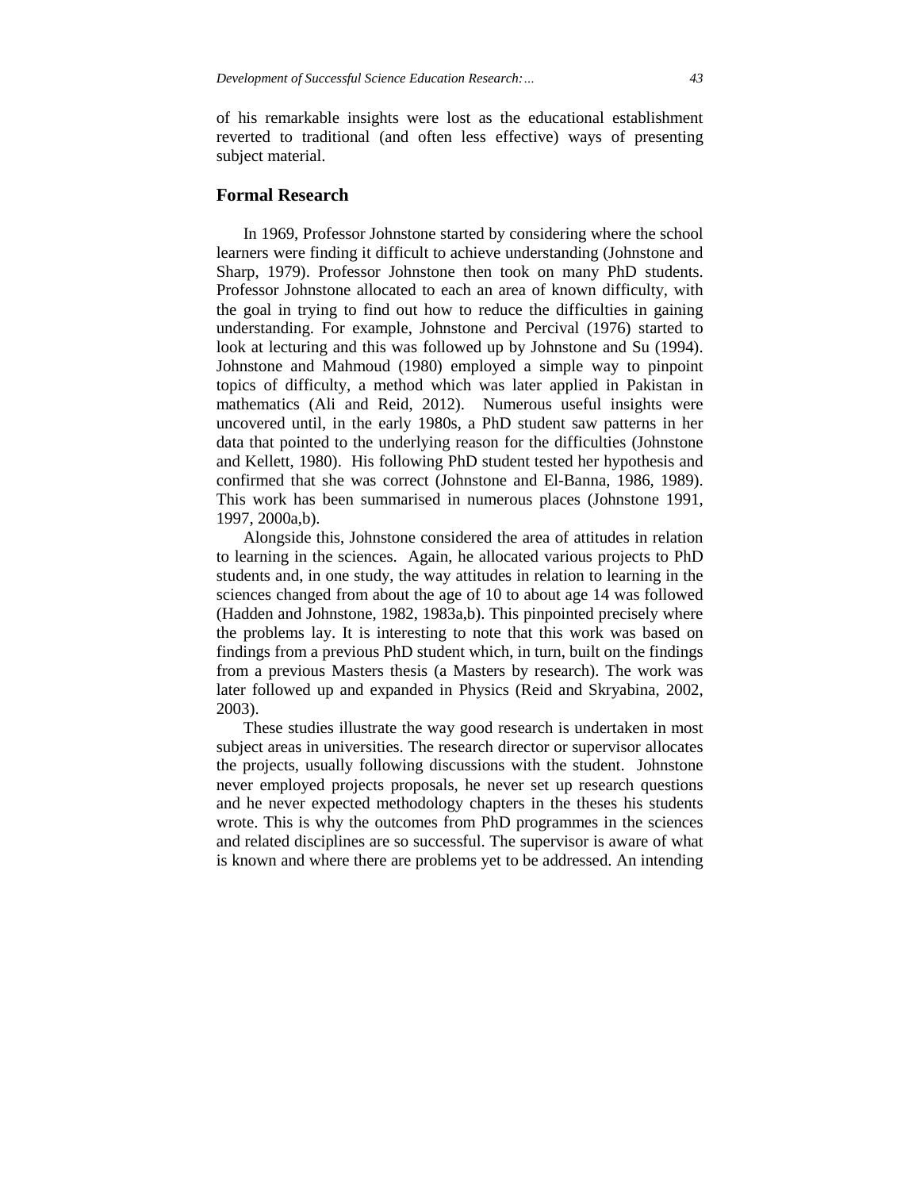of his remarkable insights were lost as the educational establishment reverted to traditional (and often less effective) ways of presenting subject material.

## Formal Research

In 1969, Professor Johnstone started by considering where the school learners were finding it difficult to achieve understanding (Johnstone and Sharp, 1979). Professor Johnstone then took on many PhD students. Professor Johnstone allocated to each an area of known difficulty, with the goal in trying to find out how to reduce the difficulties in gaining understanding. For example, Johnstone and Percival (1976) started to look at lecturing and this was followed up by Johnstone and Su (1994). Johnstone and Mahmoud (1980) employed a simple way to pinpoint topics of difficulty, a method which was later applied in Pakistan in mathematics (Ali and Reid, 2012). Numerous useful insights were uncovered until, in the early 1980s, a PhD student saw patterns in her data that pointed to the underlying reason for the difficulties (Johnstone and Kellett, 1980). His following PhD student tested her hypothesis and confirmed that she was correct (Johnstone and El-Banna, 1986, 1989). This work has been summarised in numerous places (Johnstone 1991, 1997, 2000a,b).

Alongside this, Johnstone considered the area of attitudes in relation to learning in the sciences. Again, he allocated various projects to PhD students and, in one study, the way attitudes in relation to learning in the sciences changed from about the age of 10 to about age 14 was followed (Hadden and Johnstone, 1982, 1983a,b). This pinpointed precisely where the problems lay. It is interesting to note that this work was based on findings from a previous PhD student which, in turn, built on the findings from a previous Masters thesis (a Masters by research). The work was later followed up and expanded in Physics (Reid and Skryabina, 2002, 2003).

These studies illustrate the way good research is undertaken in most subject areas in universities. The research director or supervisor allocates the projects, usually following discussions with the student. Johnstone never employed projects proposals, he never set up research questions and he never expected methodology chapters in the theses his students wrote. This is why the outcomes from PhD programmes in the sciences and related disciplines are so successful. The supervisor is aware of what is known and where there are problems yet to be addressed. An intending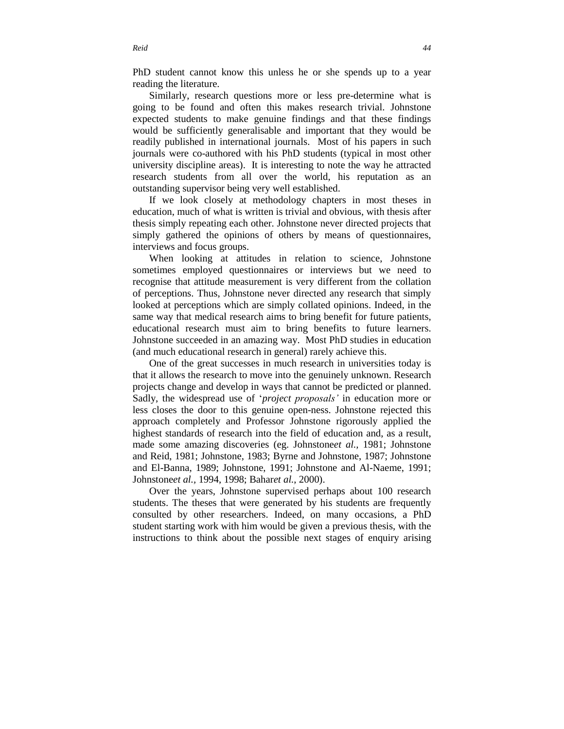PhD student cannot know this unless he or she spends up to a year reading the literature.

Similarly, research questions more or less pre-determine what is going to be found and often this makes research trivial. Johnstone expected students to make genuine findings and that these findings would be sufficiently generalisable and important that they would be readily published in international journals. Most of his papers in such journals were co-authored with his PhD students (typical in most other university discipline areas). It is interesting to note the way he attracted research students from all over the world, his reputation as an outstanding supervisor being very well established.

If we look closely at methodology chapters in most theses in education, much of what is written is trivial and obvious, with thesis after thesis simply repeating each other. Johnstone never directed projects that simply gathered the opinions of others by means of questionnaires, interviews and focus groups.

When looking at attitudes in relation to science, Johnstone sometimes employed questionnaires or interviews but we need to recognise that attitude measurement is very different from the collation of perceptions. Thus, Johnstone never directed any research that simply looked at perceptions which are simply collated opinions. Indeed, in the same way that medical research aims to bring benefit for future patients, educational research must aim to bring benefits to future learners. Johnstone succeeded in an amazing way. Most PhD studies in education (and much educational research in general) rarely achieve this.

One of the great successes in much research in universities today is that it allows the research to move into the genuinely unknown. Research projects change and develop in ways that cannot be predicted or planned. Sadly, the widespread use of '*project proposals'* in education more or less closes the door to this genuine open-ness. Johnstone rejected this approach completely and Professor Johnstone rigorously applied the highest standards of research into the field of education and, as a result, made some amazing discoveries (eg. Johnstone*et al.,* 1981; Johnstone and Reid, 1981; Johnstone, 1983; Byrne and Johnstone, 1987; Johnstone and El-Banna, 1989; Johnstone, 1991; Johnstone and Al-Naeme, 1991; Johnstone*et al.,* 1994, 1998; Bahar*et al.*, 2000).

Over the years, Johnstone supervised perhaps about 100 research students. The theses that were generated by his students are frequently consulted by other researchers. Indeed, on many occasions, a PhD student starting work with him would be given a previous thesis, with the instructions to think about the possible next stages of enquiry arising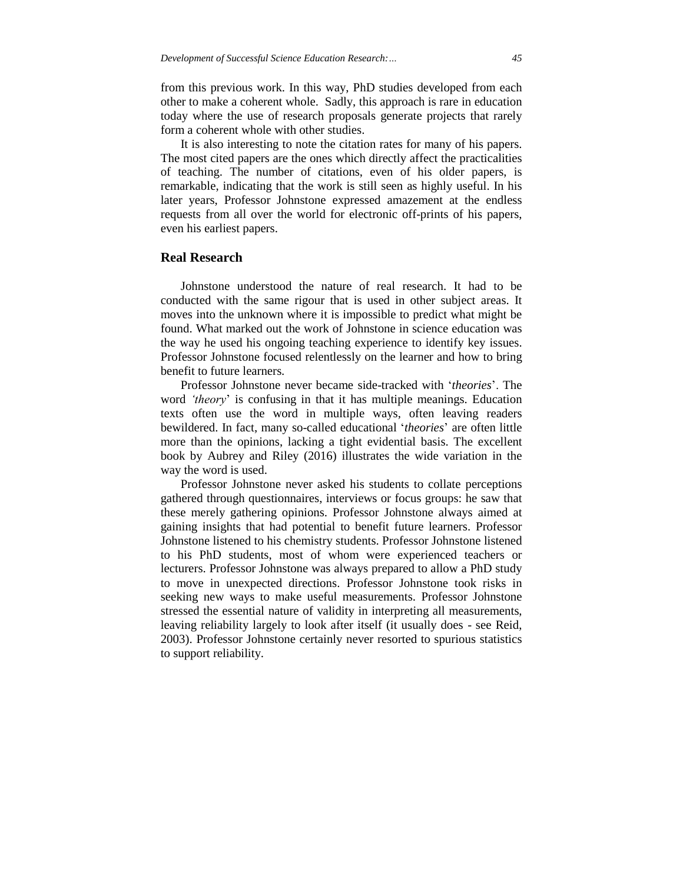from this previous work. In this way, PhD studies developed from each other to make a coherent whole. Sadly, this approach is rare in education today where the use of research proposals generate projects that rarely form a coherent whole with other studies.

It is also interesting to note the citation rates for many of his papers. The most cited papers are the ones which directly affect the practicalities of teaching. The number of citations, even of his older papers, is remarkable, indicating that the work is still seen as highly useful. In his later years, Professor Johnstone expressed amazement at the endless requests from all over the world for electronic off-prints of his papers, even his earliest papers.

## Real Research

Johnstone understood the nature of real research. It had to be conducted with the same rigour that is used in other subject areas. It moves into the unknown where it is impossible to predict what might be found. What marked out the work of Johnstone in science education was the way he used his ongoing teaching experience to identify key issues. Professor Johnstone focused relentlessly on the learner and how to bring benefit to future learners.

Professor Johnstone never became side-tracked with '*theories*'. The word *'theory*' is confusing in that it has multiple meanings. Education texts often use the word in multiple ways, often leaving readers bewildered. In fact, many so-called educational '*theories*' are often little more than the opinions, lacking a tight evidential basis. The excellent book by Aubrey and Riley (2016) illustrates the wide variation in the way the word is used.

Professor Johnstone never asked his students to collate perceptions gathered through questionnaires, interviews or focus groups: he saw that these merely gathering opinions. Professor Johnstone always aimed at gaining insights that had potential to benefit future learners. Professor Johnstone listened to his chemistry students. Professor Johnstone listened to his PhD students, most of whom were experienced teachers or lecturers. Professor Johnstone was always prepared to allow a PhD study to move in unexpected directions. Professor Johnstone took risks in seeking new ways to make useful measurements. Professor Johnstone stressed the essential nature of validity in interpreting all measurements, leaving reliability largely to look after itself (it usually does - see Reid, 2003). Professor Johnstone certainly never resorted to spurious statistics to support reliability.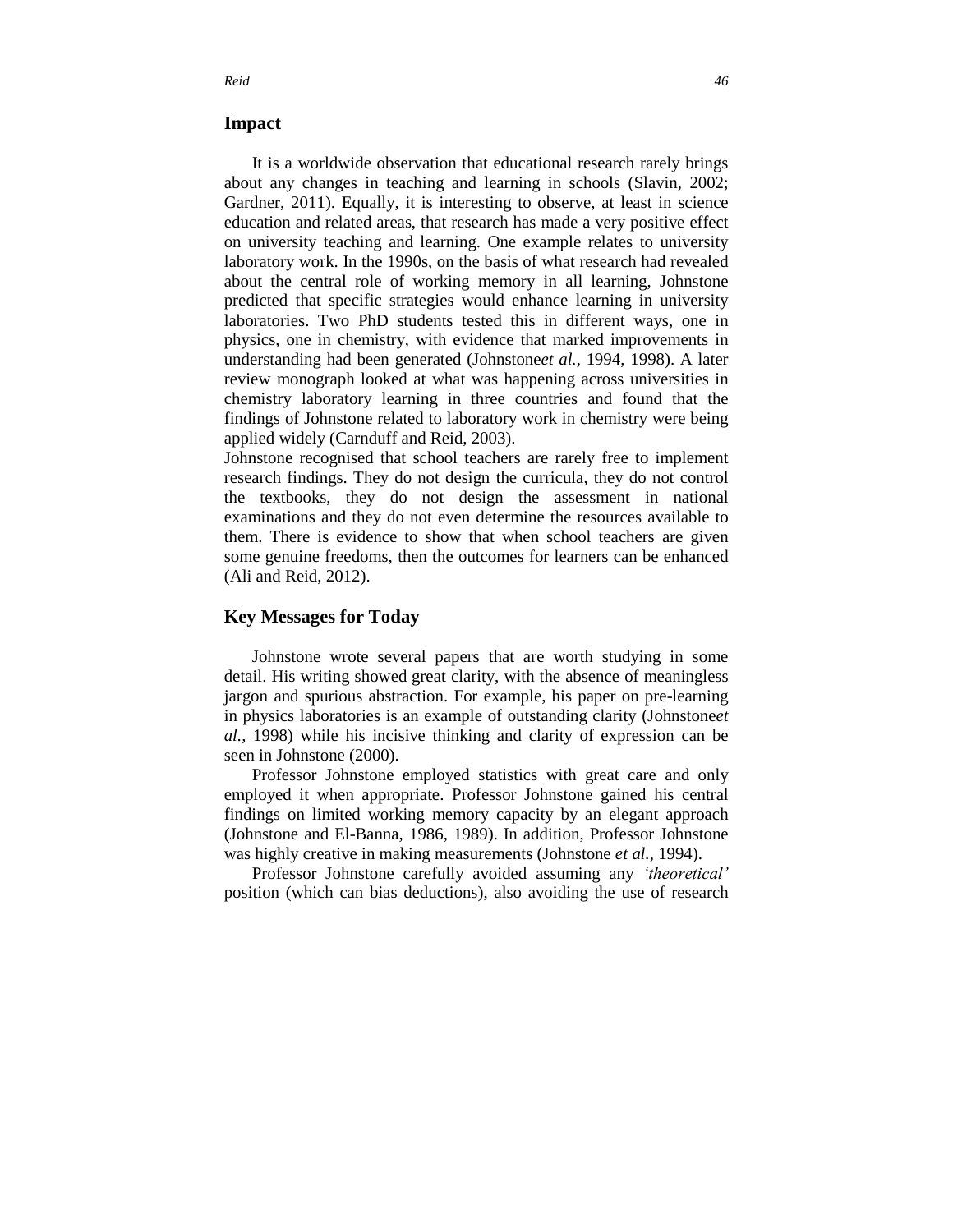## Impact

It is a worldwide observation that educational research rarely brings about any changes in teaching and learning in schools (Slavin, 2002; Gardner, 2011). Equally, it is interesting to observe, at least in science education and related areas, that research has made a very positive effect on university teaching and learning. One example relates to university laboratory work. In the 1990s, on the basis of what research had revealed about the central role of working memory in all learning, Johnstone predicted that specific strategies would enhance learning in university laboratories. Two PhD students tested this in different ways, one in physics, one in chemistry, with evidence that marked improvements in understanding had been generated (Johnstone*et al.*, 1994, 1998). A later review monograph looked at what was happening across universities in chemistry laboratory learning in three countries and found that the findings of Johnstone related to laboratory work in chemistry were being applied widely (Carnduff and Reid, 2003).

Johnstone recognised that school teachers are rarely free to implement research findings. They do not design the curricula, they do not control the textbooks, they do not design the assessment in national examinations and they do not even determine the resources available to them. There is evidence to show that when school teachers are given some genuine freedoms, then the outcomes for learners can be enhanced (Ali and Reid, 2012).

## Key Messages for Today

Johnstone wrote several papers that are worth studying in some detail. His writing showed great clarity, with the absence of meaningless jargon and spurious abstraction. For example, his paper on pre-learning in physics laboratories is an example of outstanding clarity (Johnstone*et al.,* 1998) while his incisive thinking and clarity of expression can be seen in Johnstone (2000).

Professor Johnstone employed statistics with great care and only employed it when appropriate. Professor Johnstone gained his central findings on limited working memory capacity by an elegant approach (Johnstone and El-Banna, 1986, 1989). In addition, Professor Johnstone was highly creative in making measurements (Johnstone *et al.*, 1994).

Professor Johnstone carefully avoided assuming any *'theoretical'* position (which can bias deductions), also avoiding the use of research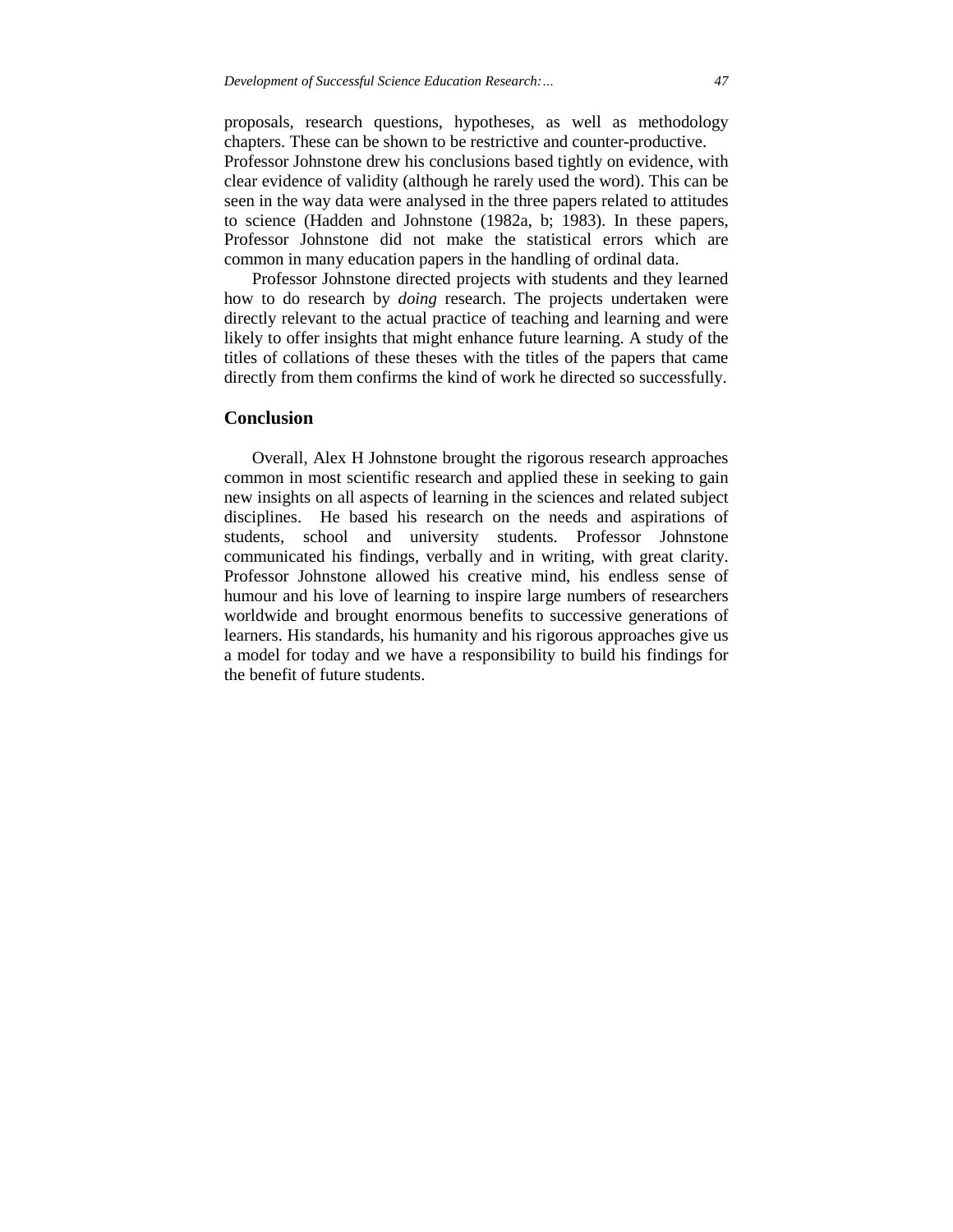proposals, research questions, hypotheses, as well as methodology chapters. These can be shown to be restrictive and counter-productive.
Professor Johnstone drew his conclusions based tightly on evidence, with clear evidence of validity (although he rarely used the word). This can be seen in the way data were analysed in the three papers related to attitudes to science (Hadden and Johnstone (1982a, b; 1983). In these papers, Professor Johnstone did not make the statistical errors which are common in many education papers in the handling of ordinal data.

Professor Johnstone directed projects with students and they learned how to do research by *doing* research. The projects undertaken were directly relevant to the actual practice of teaching and learning and were likely to offer insights that might enhance future learning. A study of the titles of collations of these theses with the titles of the papers that came directly from them confirms the kind of work he directed so successfully.

## Conclusion

Overall, Alex H Johnstone brought the rigorous research approaches common in most scientific research and applied these in seeking to gain new insights on all aspects of learning in the sciences and related subject disciplines. He based his research on the needs and aspirations of students, school and university students. Professor Johnstone communicated his findings, verbally and in writing, with great clarity. Professor Johnstone allowed his creative mind, his endless sense of humour and his love of learning to inspire large numbers of researchers worldwide and brought enormous benefits to successive generations of learners. His standards, his humanity and his rigorous approaches give us a model for today and we have a responsibility to build his findings for the benefit of future students.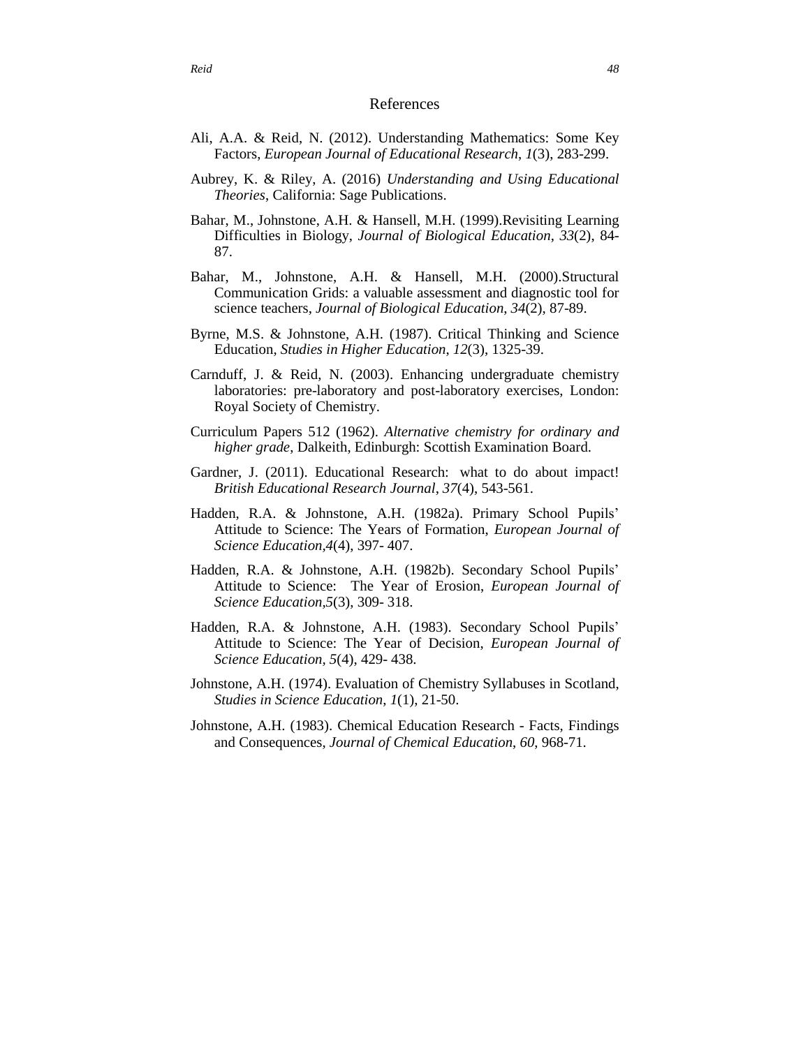## References

Ali, A.A. & Reid, N. (2012). Understanding Mathematics: Some Key Factors, *European Journal of Educational Research*, *1*(3), 283-299.

Aubrey, K. & Riley, A. (2016) *Understanding and Using Educational Theories*, California: Sage Publications.

Bahar, M., Johnstone, A.H. & Hansell, M.H. (1999).Revisiting Learning Difficulties in Biology, *Journal of Biological Education*, *33*(2), 84-87.

Bahar, M., Johnstone, A.H. & Hansell, M.H. (2000).Structural Communication Grids: a valuable assessment and diagnostic tool for science teachers, *Journal of Biological Education*, *34*(2), 87-89.

Byrne, M.S. & Johnstone, A.H. (1987). Critical Thinking and Science Education, *Studies in Higher Education*, *12*(3), 1325-39.

Carnduff, J. & Reid, N. (2003). Enhancing undergraduate chemistry laboratories: pre-laboratory and post-laboratory exercises, London: Royal Society of Chemistry.

Curriculum Papers 512 (1962). *Alternative chemistry for ordinary and higher grade*, Dalkeith, Edinburgh: Scottish Examination Board.

Gardner, J. (2011). Educational Research: what to do about impact! *British Educational Research Journal*, *37*(4), 543-561.

Hadden, R.A. & Johnstone, A.H. (1982a). Primary School Pupils' Attitude to Science: The Years of Formation, *European Journal of Science Education*,*4*(4), 397- 407.

Hadden, R.A. & Johnstone, A.H. (1982b). Secondary School Pupils' Attitude to Science: The Year of Erosion, *European Journal of Science Education*,*5*(3), 309- 318.

Hadden, R.A. & Johnstone, A.H. (1983). Secondary School Pupils' Attitude to Science: The Year of Decision, *European Journal of Science Education*, *5*(4), 429- 438.

Johnstone, A.H. (1974). Evaluation of Chemistry Syllabuses in Scotland, *Studies in Science Education*, *1*(1), 21-50.

Johnstone, A.H. (1983). Chemical Education Research - Facts, Findings and Consequences, *Journal of Chemical Education*, *60*, 968-71.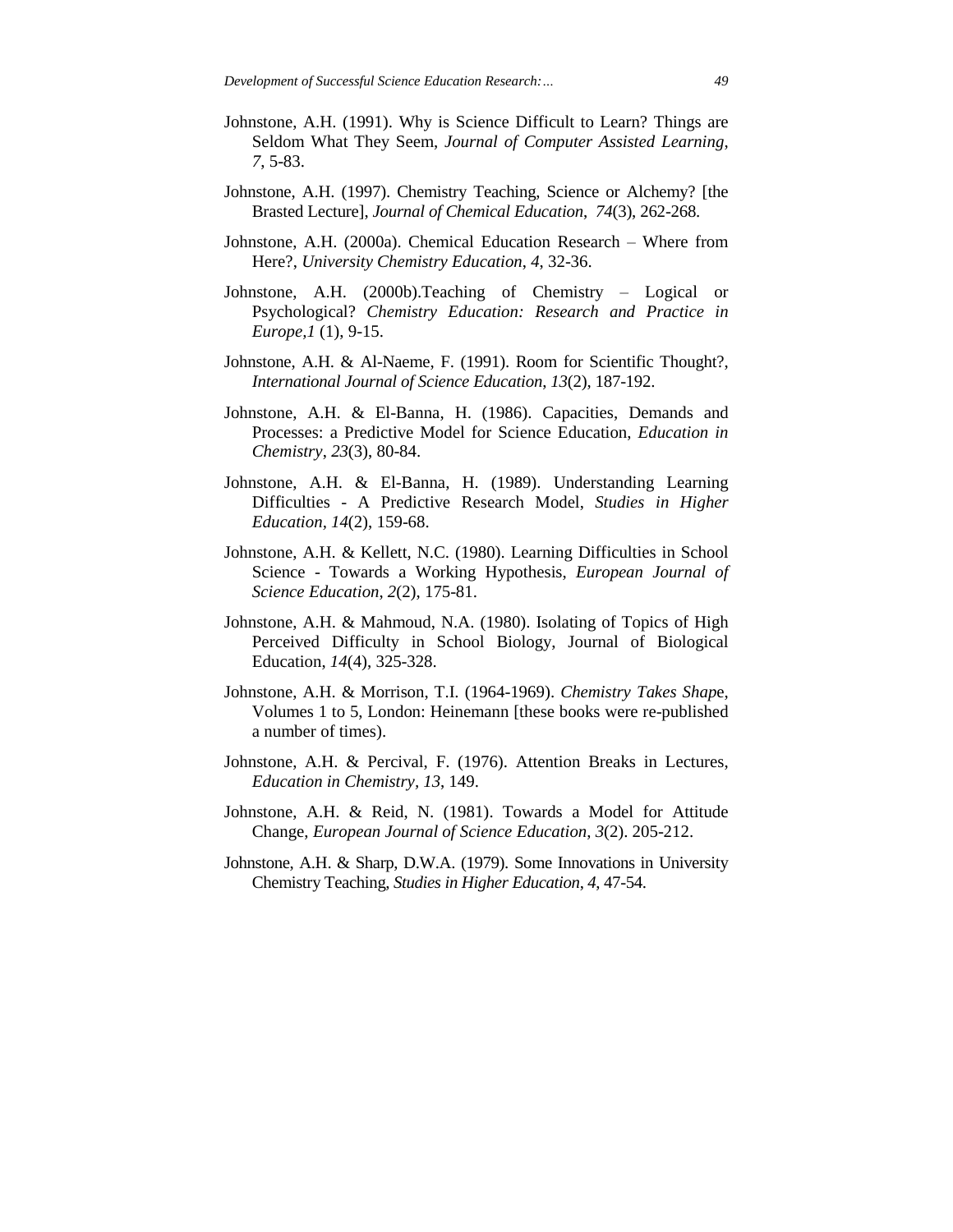Johnstone, A.H. (1991). Why is Science Difficult to Learn? Things are Seldom What They Seem, *Journal of Computer Assisted Learning*, *7*, 5-83.

Johnstone, A.H. (1997). Chemistry Teaching, Science or Alchemy? [the Brasted Lecture], *Journal of Chemical Education*, *74*(3), 262-268.

Johnstone, A.H. (2000a). Chemical Education Research – Where from Here?, *University Chemistry Education*, *4*, 32-36.

Johnstone, A.H. (2000b).Teaching of Chemistry – Logical or Psychological? *Chemistry Education: Research and Practice in Europe,1* (1), 9-15.

Johnstone, A.H. & Al-Naeme, F. (1991). Room for Scientific Thought?, *International Journal of Science Education*, *13*(2), 187-192.

Johnstone, A.H. & El-Banna, H. (1986). Capacities, Demands and Processes: a Predictive Model for Science Education, *Education in Chemistry*, *23*(3), 80-84.

Johnstone, A.H. & El-Banna, H. (1989). Understanding Learning Difficulties - A Predictive Research Model, *Studies in Higher Education*, *14*(2), 159-68.

Johnstone, A.H. & Kellett, N.C. (1980). Learning Difficulties in School Science - Towards a Working Hypothesis, *European Journal of Science Education*, *2*(2), 175-81.

Johnstone, A.H. & Mahmoud, N.A. (1980). Isolating of Topics of High Perceived Difficulty in School Biology, Journal of Biological Education, *14*(4), 325-328.

Johnstone, A.H. & Morrison, T.I. (1964-1969). *Chemistry Takes Shap*e, Volumes 1 to 5, London: Heinemann [these books were re-published a number of times).

Johnstone, A.H. & Percival, F. (1976). Attention Breaks in Lectures, *Education in Chemistry*, *13*, 149.

Johnstone, A.H. & Reid, N. (1981). Towards a Model for Attitude Change, *European Journal of Science Education*, *3*(2). 205-212.

Johnstone, A.H. & Sharp, D.W.A. (1979). Some Innovations in University Chemistry Teaching, *Studies in Higher Education*, *4*, 47-54.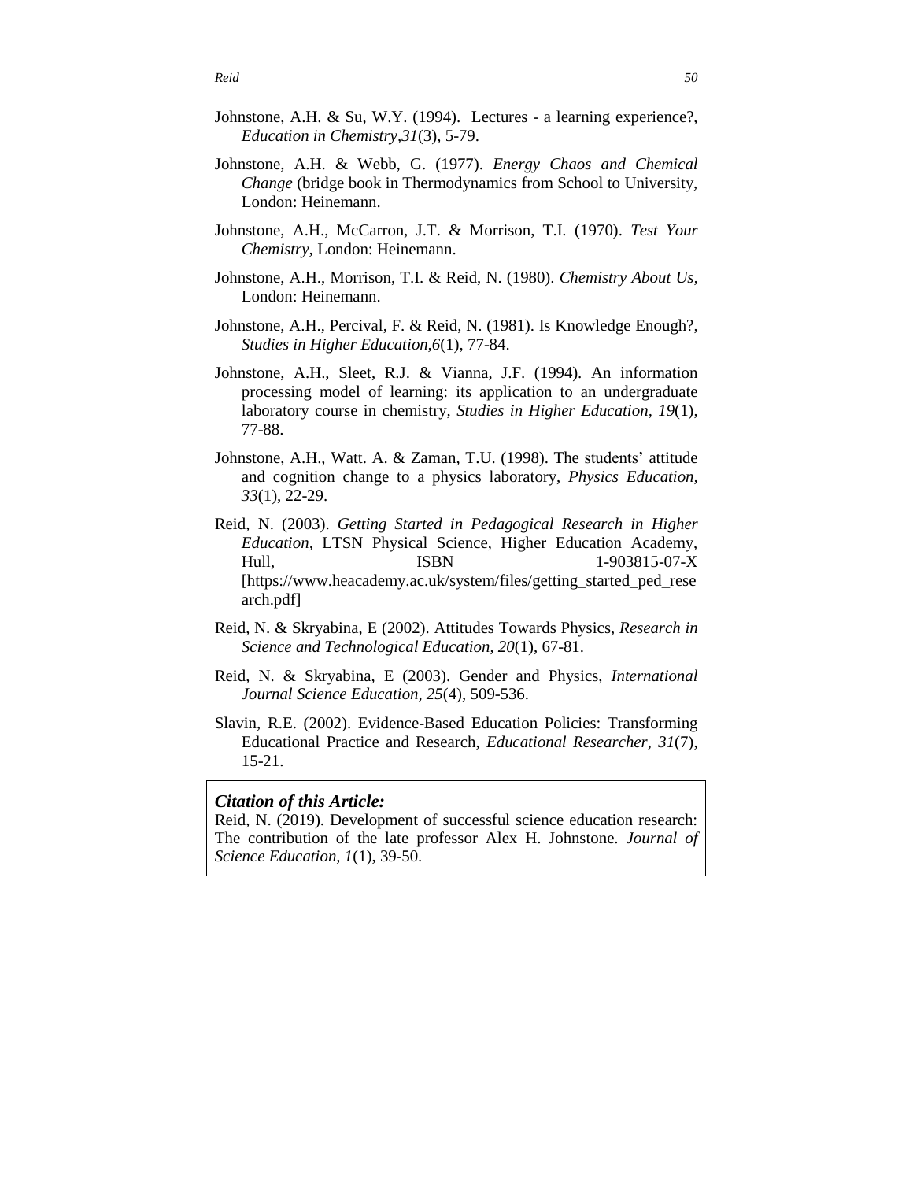Johnstone, A.H. & Su, W.Y. (1994). Lectures - a learning experience?, *Education in Chemistry*,*31*(3), 5-79.

Johnstone, A.H. & Webb, G. (1977). *Energy Chaos and Chemical Change* (bridge book in Thermodynamics from School to University, London: Heinemann.

Johnstone, A.H., McCarron, J.T. & Morrison, T.I. (1970). *Test Your Chemistry,* London: Heinemann.

Johnstone, A.H., Morrison, T.I. & Reid, N. (1980). *Chemistry About Us,* London: Heinemann.

Johnstone, A.H., Percival, F. & Reid, N. (1981). Is Knowledge Enough?, *Studies in Higher Education,6*(1), 77-84.

Johnstone, A.H., Sleet, R.J. & Vianna, J.F. (1994). An information processing model of learning: its application to an undergraduate laboratory course in chemistry, *Studies in Higher Education, 19*(1), 77-88.

Johnstone, A.H., Watt. A. & Zaman, T.U. (1998). The students' attitude and cognition change to a physics laboratory, *Physics Education, 33*(1), 22-29.

Reid, N. (2003). *Getting Started in Pedagogical Research in Higher Education,* LTSN Physical Science, Higher Education Academy, Hull, ISBN 1-903815-07-X [https://www.heacademy.ac.uk/system/files/getting_started_ped_research.pdf]

Reid, N. & Skryabina, E (2002). Attitudes Towards Physics, *Research in Science and Technological Education, 20*(1), 67-81.

Reid, N. & Skryabina, E (2003). Gender and Physics, *International Journal Science Education, 25*(4), 509-536.

Slavin, R.E. (2002). Evidence-Based Education Policies: Transforming Educational Practice and Research, *Educational Researcher, 31*(7), 15-21.

***Citation of this Article:***

Reid, N. (2019). Development of successful science education research: The contribution of the late professor Alex H. Johnstone. *Journal of Science Education, 1*(1), 39-50.